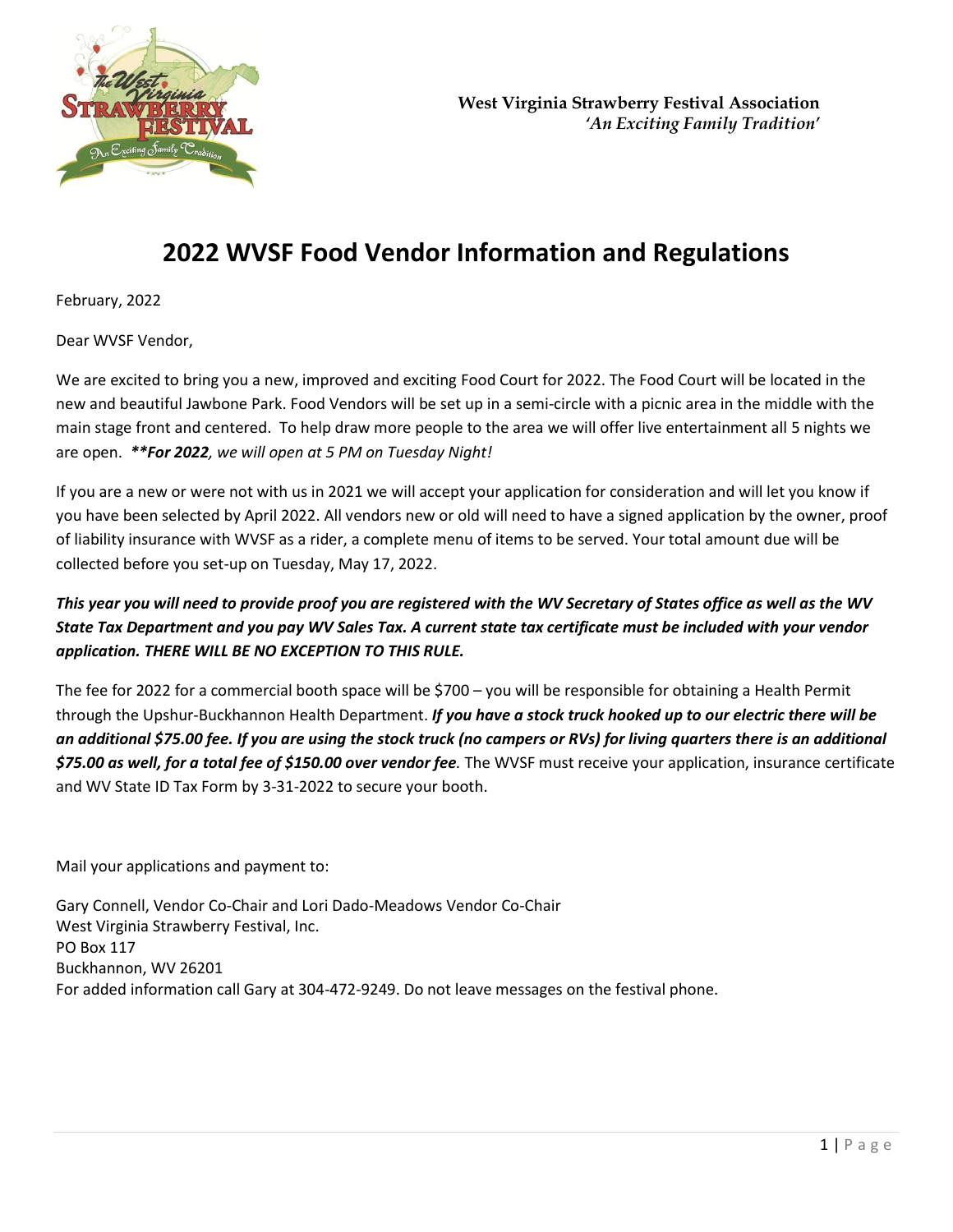**West Virginia Strawberry Festival Association**
*'An Exciting Family Tradition'*

# 2022 WVSF Food Vendor Information and Regulations

February, 2022

Dear WVSF Vendor,

We are excited to bring you a new, improved and exciting Food Court for 2022. The Food Court will be located in the new and beautiful Jawbone Park. Food Vendors will be set up in a semi-circle with a picnic area in the middle with the main stage front and centered. To help draw more people to the area we will offer live entertainment all 5 nights we are open. ***\*\*For 2022**, we will open at 5 PM on Tuesday Night!*

If you are a new or were not with us in 2021 we will accept your application for consideration and will let you know if you have been selected by April 2022. All vendors new or old will need to have a signed application by the owner, proof of liability insurance with WVSF as a rider, a complete menu of items to be served. Your total amount due will be collected before you set-up on Tuesday, May 17, 2022.

***This year you will need to provide proof you are registered with the WV Secretary of States office as well as the WV State Tax Department and you pay WV Sales Tax. A current state tax certificate must be included with your vendor application. THERE WILL BE NO EXCEPTION TO THIS RULE.***

The fee for 2022 for a commercial booth space will be $700 – you will be responsible for obtaining a Health Permit through the Upshur-Buckhannon Health Department. ***If you have a stock truck hooked up to our electric there will be an additional $75.00 fee. If you are using the stock truck (no campers or RVs) for living quarters there is an additional $75.00 as well, for a total fee of $150.00 over vendor fee.*** The WVSF must receive your application, insurance certificate and WV State ID Tax Form by 3-31-2022 to secure your booth.

Mail your applications and payment to:

Gary Connell, Vendor Co-Chair and Lori Dado-Meadows Vendor Co-Chair
West Virginia Strawberry Festival, Inc.
PO Box 117
Buckhannon, WV 26201
For added information call Gary at 304-472-9249. Do not leave messages on the festival phone.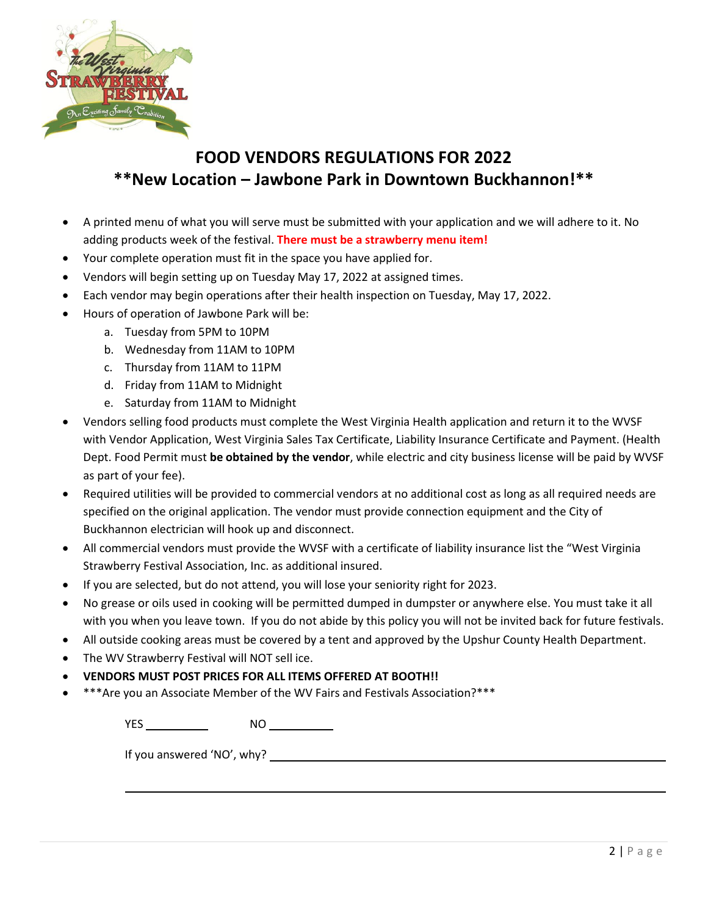# FOOD VENDORS REGULATIONS FOR 2022

## **New Location – Jawbone Park in Downtown Buckhannon!**

- A printed menu of what you will serve must be submitted with your application and we will adhere to it. No adding products week of the festival. **There must be a strawberry menu item!**
- Your complete operation must fit in the space you have applied for.
- Vendors will begin setting up on Tuesday May 17, 2022 at assigned times.
- Each vendor may begin operations after their health inspection on Tuesday, May 17, 2022.
- Hours of operation of Jawbone Park will be:
  a. Tuesday from 5PM to 10PM
  b. Wednesday from 11AM to 10PM
  c. Thursday from 11AM to 11PM
  d. Friday from 11AM to Midnight
  e. Saturday from 11AM to Midnight
- Vendors selling food products must complete the West Virginia Health application and return it to the WVSF with Vendor Application, West Virginia Sales Tax Certificate, Liability Insurance Certificate and Payment. (Health Dept. Food Permit must **be obtained by the vendor**, while electric and city business license will be paid by WVSF as part of your fee).
- Required utilities will be provided to commercial vendors at no additional cost as long as all required needs are specified on the original application. The vendor must provide connection equipment and the City of Buckhannon electrician will hook up and disconnect.
- All commercial vendors must provide the WVSF with a certificate of liability insurance list the "West Virginia Strawberry Festival Association, Inc. as additional insured.
- If you are selected, but do not attend, you will lose your seniority right for 2023.
- No grease or oils used in cooking will be permitted dumped in dumpster or anywhere else. You must take it all with you when you leave town. If you do not abide by this policy you will not be invited back for future festivals.
- All outside cooking areas must be covered by a tent and approved by the Upshur County Health Department.
- The WV Strawberry Festival will NOT sell ice.
- **VENDORS MUST POST PRICES FOR ALL ITEMS OFFERED AT BOOTH!!**
- ***Are you an Associate Member of the WV Fairs and Festivals Association?***

  YES __________ NO __________

  If you answered 'NO', why? ____________________________________________

  ____________________________________________________________________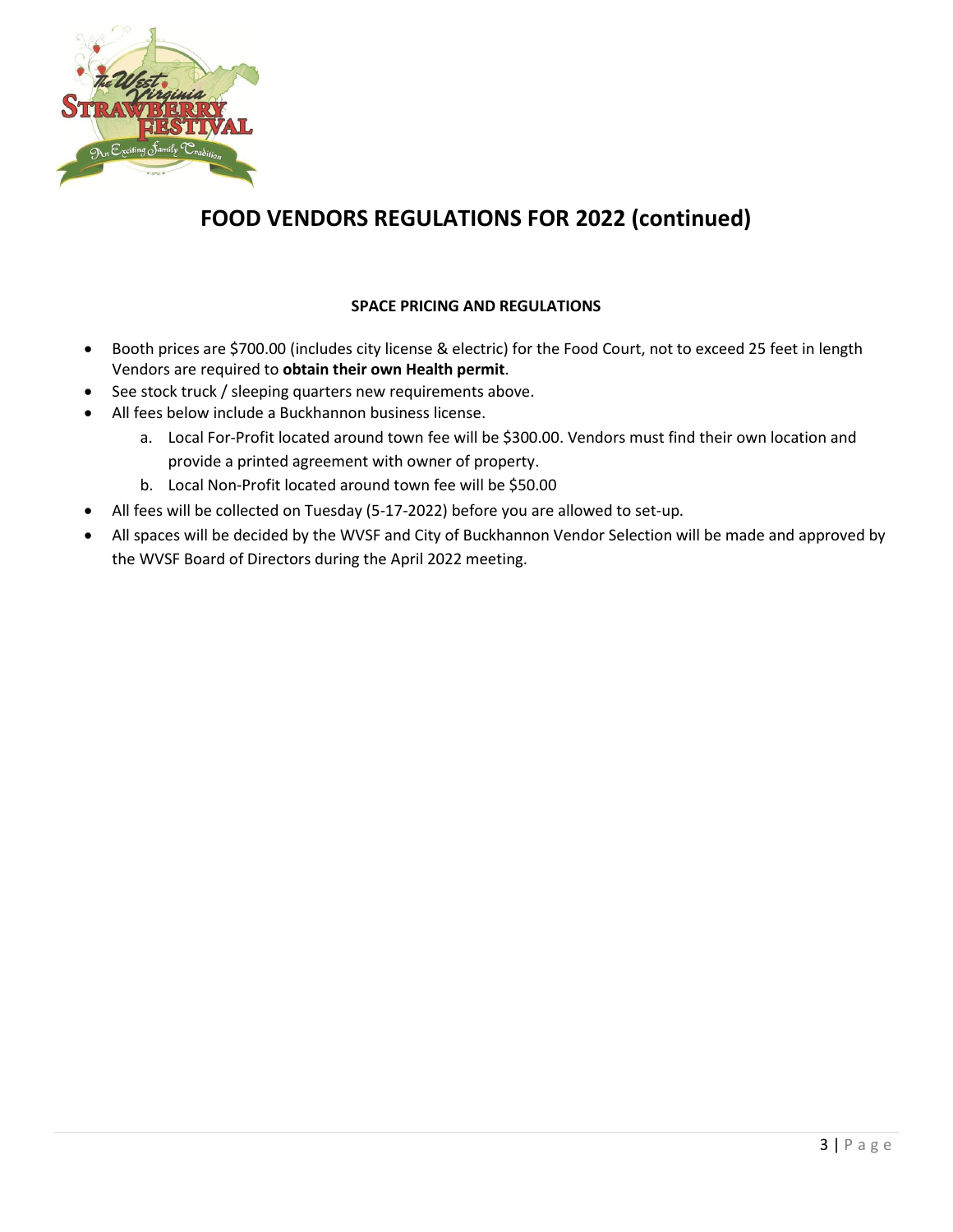# FOOD VENDORS REGULATIONS FOR 2022 (continued)

**SPACE PRICING AND REGULATIONS**

- Booth prices are $700.00 (includes city license & electric) for the Food Court, not to exceed 25 feet in length Vendors are required to **obtain their own Health permit**.
- See stock truck / sleeping quarters new requirements above.
- All fees below include a Buckhannon business license.
    a. Local For-Profit located around town fee will be $300.00. Vendors must find their own location and provide a printed agreement with owner of property.
    b. Local Non-Profit located around town fee will be $50.00
- All fees will be collected on Tuesday (5-17-2022) before you are allowed to set-up.
- All spaces will be decided by the WVSF and City of Buckhannon Vendor Selection will be made and approved by the WVSF Board of Directors during the April 2022 meeting.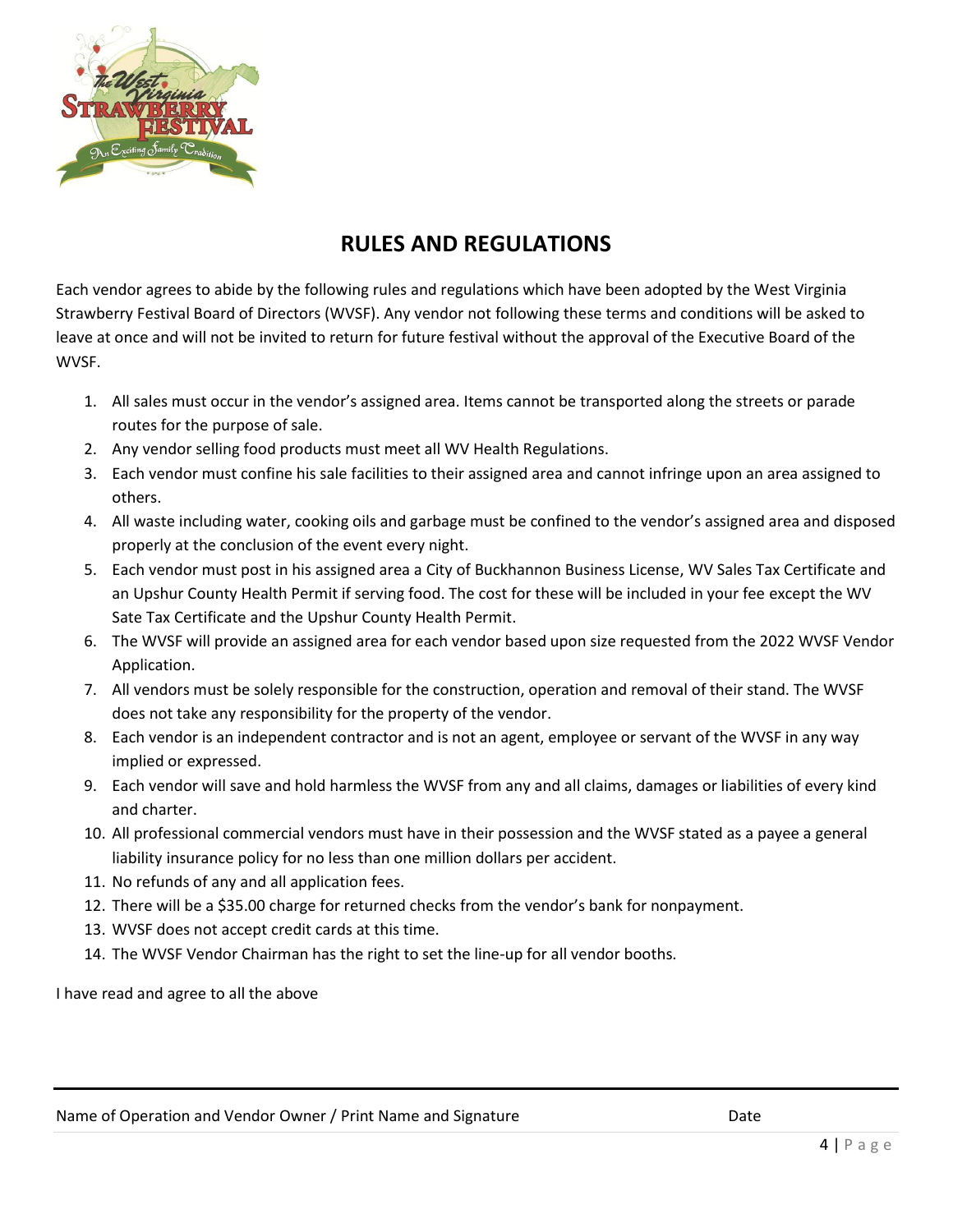# RULES AND REGULATIONS

Each vendor agrees to abide by the following rules and regulations which have been adopted by the West Virginia Strawberry Festival Board of Directors (WVSF). Any vendor not following these terms and conditions will be asked to leave at once and will not be invited to return for future festival without the approval of the Executive Board of the WVSF.

1. All sales must occur in the vendor's assigned area. Items cannot be transported along the streets or parade routes for the purpose of sale.
2. Any vendor selling food products must meet all WV Health Regulations.
3. Each vendor must confine his sale facilities to their assigned area and cannot infringe upon an area assigned to others.
4. All waste including water, cooking oils and garbage must be confined to the vendor's assigned area and disposed properly at the conclusion of the event every night.
5. Each vendor must post in his assigned area a City of Buckhannon Business License, WV Sales Tax Certificate and an Upshur County Health Permit if serving food. The cost for these will be included in your fee except the WV Sate Tax Certificate and the Upshur County Health Permit.
6. The WVSF will provide an assigned area for each vendor based upon size requested from the 2022 WVSF Vendor Application.
7. All vendors must be solely responsible for the construction, operation and removal of their stand. The WVSF does not take any responsibility for the property of the vendor.
8. Each vendor is an independent contractor and is not an agent, employee or servant of the WVSF in any way implied or expressed.
9. Each vendor will save and hold harmless the WVSF from any and all claims, damages or liabilities of every kind and charter.
10. All professional commercial vendors must have in their possession and the WVSF stated as a payee a general liability insurance policy for no less than one million dollars per accident.
11. No refunds of any and all application fees.
12. There will be a $35.00 charge for returned checks from the vendor's bank for nonpayment.
13. WVSF does not accept credit cards at this time.
14. The WVSF Vendor Chairman has the right to set the line-up for all vendor booths.

I have read and agree to all the above

Name of Operation and Vendor Owner / Print Name and Signature Date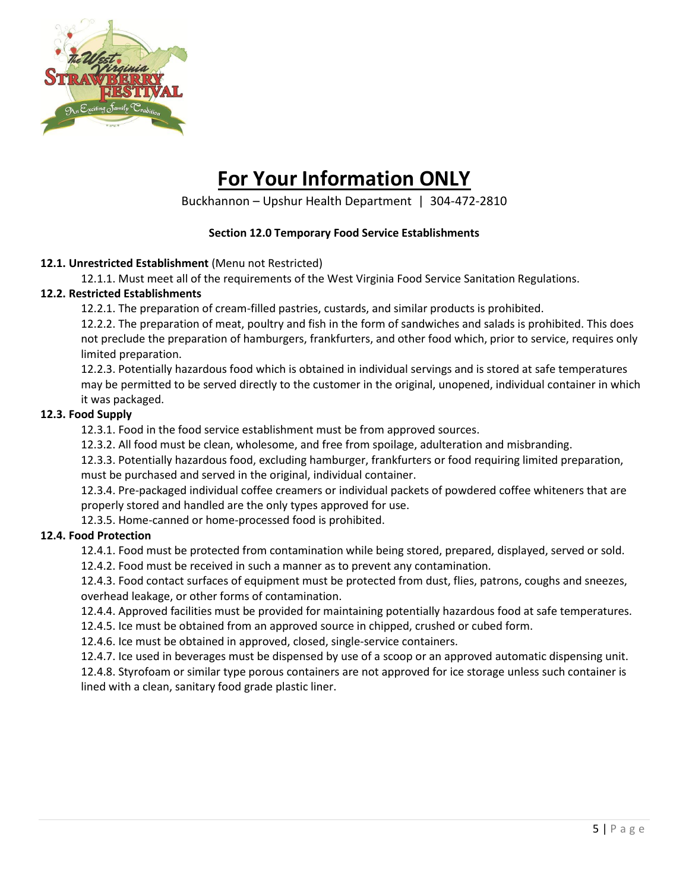# For Your Information ONLY

Buckhannon – Upshur Health Department | 304-472-2810

### Section 12.0 Temporary Food Service Establishments

**12.1. Unrestricted Establishment** (Menu not Restricted)

12.1.1. Must meet all of the requirements of the West Virginia Food Service Sanitation Regulations.

**12.2. Restricted Establishments**

12.2.1. The preparation of cream-filled pastries, custards, and similar products is prohibited.

12.2.2. The preparation of meat, poultry and fish in the form of sandwiches and salads is prohibited. This does not preclude the preparation of hamburgers, frankfurters, and other food which, prior to service, requires only limited preparation.

12.2.3. Potentially hazardous food which is obtained in individual servings and is stored at safe temperatures may be permitted to be served directly to the customer in the original, unopened, individual container in which it was packaged.

**12.3. Food Supply**

12.3.1. Food in the food service establishment must be from approved sources.

12.3.2. All food must be clean, wholesome, and free from spoilage, adulteration and misbranding.

12.3.3. Potentially hazardous food, excluding hamburger, frankfurters or food requiring limited preparation, must be purchased and served in the original, individual container.

12.3.4. Pre-packaged individual coffee creamers or individual packets of powdered coffee whiteners that are properly stored and handled are the only types approved for use.

12.3.5. Home-canned or home-processed food is prohibited.

**12.4. Food Protection**

12.4.1. Food must be protected from contamination while being stored, prepared, displayed, served or sold.

12.4.2. Food must be received in such a manner as to prevent any contamination.

12.4.3. Food contact surfaces of equipment must be protected from dust, flies, patrons, coughs and sneezes, overhead leakage, or other forms of contamination.

12.4.4. Approved facilities must be provided for maintaining potentially hazardous food at safe temperatures.

12.4.5. Ice must be obtained from an approved source in chipped, crushed or cubed form.

12.4.6. Ice must be obtained in approved, closed, single-service containers.

12.4.7. Ice used in beverages must be dispensed by use of a scoop or an approved automatic dispensing unit.

12.4.8. Styrofoam or similar type porous containers are not approved for ice storage unless such container is lined with a clean, sanitary food grade plastic liner.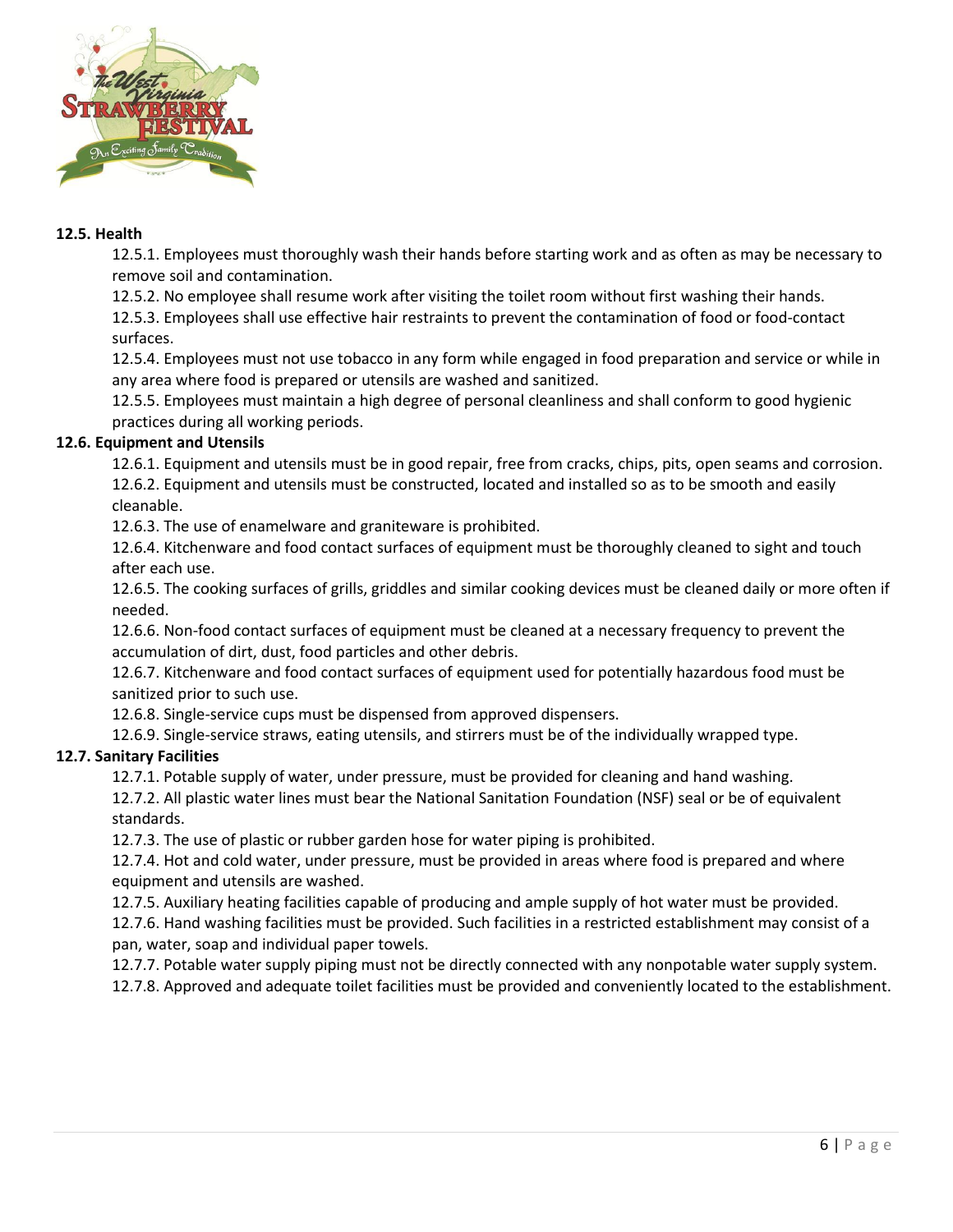**12.5. Health**

12.5.1. Employees must thoroughly wash their hands before starting work and as often as may be necessary to remove soil and contamination.

12.5.2. No employee shall resume work after visiting the toilet room without first washing their hands.

12.5.3. Employees shall use effective hair restraints to prevent the contamination of food or food-contact surfaces.

12.5.4. Employees must not use tobacco in any form while engaged in food preparation and service or while in any area where food is prepared or utensils are washed and sanitized.

12.5.5. Employees must maintain a high degree of personal cleanliness and shall conform to good hygienic practices during all working periods.

**12.6. Equipment and Utensils**

12.6.1. Equipment and utensils must be in good repair, free from cracks, chips, pits, open seams and corrosion.

12.6.2. Equipment and utensils must be constructed, located and installed so as to be smooth and easily cleanable.

12.6.3. The use of enamelware and graniteware is prohibited.

12.6.4. Kitchenware and food contact surfaces of equipment must be thoroughly cleaned to sight and touch after each use.

12.6.5. The cooking surfaces of grills, griddles and similar cooking devices must be cleaned daily or more often if needed.

12.6.6. Non-food contact surfaces of equipment must be cleaned at a necessary frequency to prevent the accumulation of dirt, dust, food particles and other debris.

12.6.7. Kitchenware and food contact surfaces of equipment used for potentially hazardous food must be sanitized prior to such use.

12.6.8. Single-service cups must be dispensed from approved dispensers.

12.6.9. Single-service straws, eating utensils, and stirrers must be of the individually wrapped type.

**12.7. Sanitary Facilities**

12.7.1. Potable supply of water, under pressure, must be provided for cleaning and hand washing.

12.7.2. All plastic water lines must bear the National Sanitation Foundation (NSF) seal or be of equivalent standards.

12.7.3. The use of plastic or rubber garden hose for water piping is prohibited.

12.7.4. Hot and cold water, under pressure, must be provided in areas where food is prepared and where equipment and utensils are washed.

12.7.5. Auxiliary heating facilities capable of producing and ample supply of hot water must be provided.

12.7.6. Hand washing facilities must be provided. Such facilities in a restricted establishment may consist of a pan, water, soap and individual paper towels.

12.7.7. Potable water supply piping must not be directly connected with any nonpotable water supply system.

12.7.8. Approved and adequate toilet facilities must be provided and conveniently located to the establishment.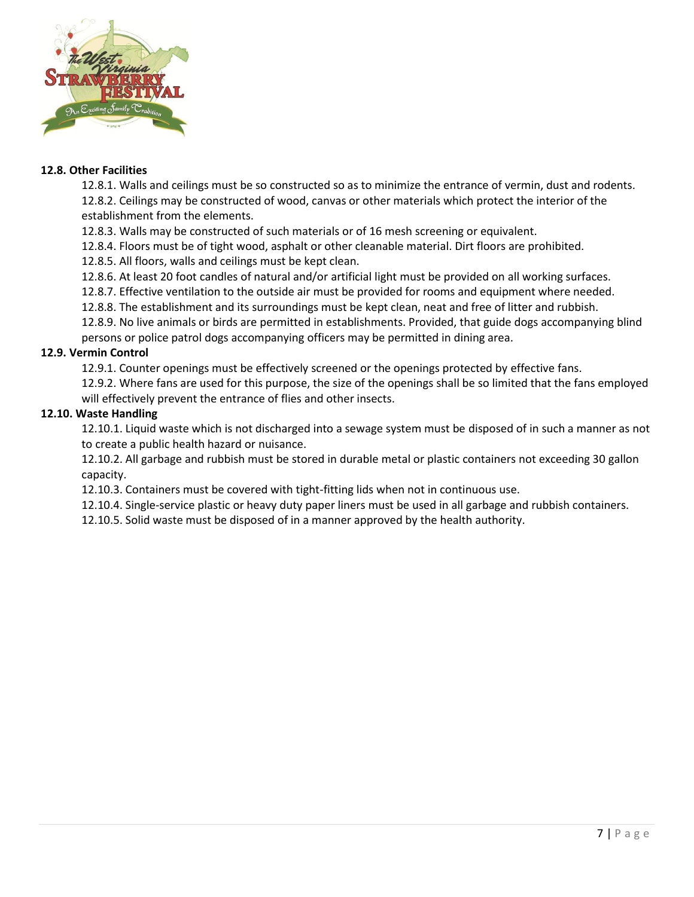**12.8. Other Facilities**

12.8.1. Walls and ceilings must be so constructed so as to minimize the entrance of vermin, dust and rodents.

12.8.2. Ceilings may be constructed of wood, canvas or other materials which protect the interior of the establishment from the elements.

12.8.3. Walls may be constructed of such materials or of 16 mesh screening or equivalent.

12.8.4. Floors must be of tight wood, asphalt or other cleanable material. Dirt floors are prohibited.

12.8.5. All floors, walls and ceilings must be kept clean.

12.8.6. At least 20 foot candles of natural and/or artificial light must be provided on all working surfaces.

12.8.7. Effective ventilation to the outside air must be provided for rooms and equipment where needed.

12.8.8. The establishment and its surroundings must be kept clean, neat and free of litter and rubbish.

12.8.9. No live animals or birds are permitted in establishments. Provided, that guide dogs accompanying blind persons or police patrol dogs accompanying officers may be permitted in dining area.

**12.9. Vermin Control**

12.9.1. Counter openings must be effectively screened or the openings protected by effective fans.

12.9.2. Where fans are used for this purpose, the size of the openings shall be so limited that the fans employed will effectively prevent the entrance of flies and other insects.

**12.10. Waste Handling**

12.10.1. Liquid waste which is not discharged into a sewage system must be disposed of in such a manner as not to create a public health hazard or nuisance.

12.10.2. All garbage and rubbish must be stored in durable metal or plastic containers not exceeding 30 gallon capacity.

12.10.3. Containers must be covered with tight-fitting lids when not in continuous use.

12.10.4. Single-service plastic or heavy duty paper liners must be used in all garbage and rubbish containers.

12.10.5. Solid waste must be disposed of in a manner approved by the health authority.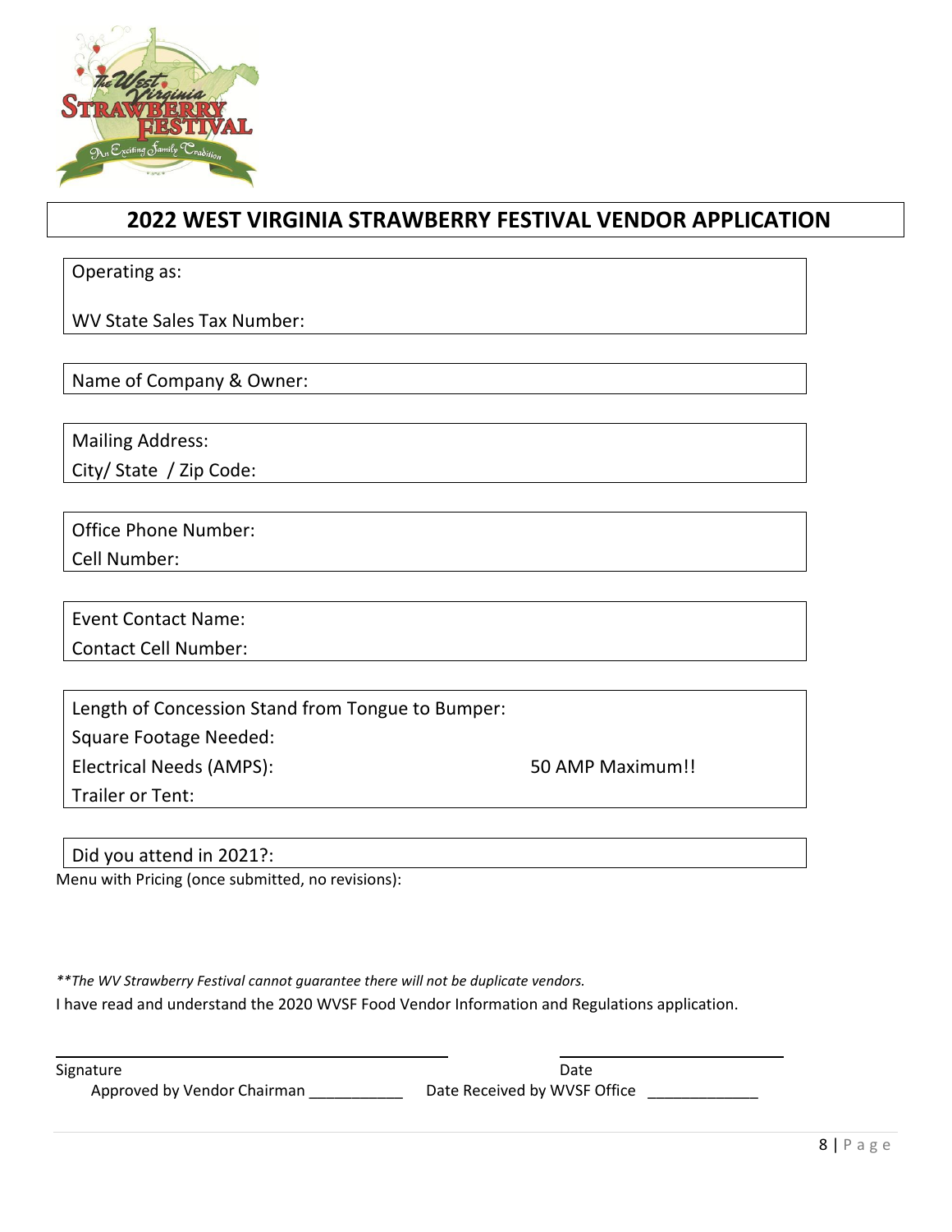# 2022 WEST VIRGINIA STRAWBERRY FESTIVAL VENDOR APPLICATION

Operating as:

WV State Sales Tax Number:

Name of Company & Owner:

Mailing Address:

City/ State / Zip Code:

Office Phone Number:

Cell Number:

Event Contact Name:

Contact Cell Number:

Length of Concession Stand from Tongue to Bumper:

Square Footage Needed:

Electrical Needs (AMPS): 50 AMP Maximum!!

Trailer or Tent:

Did you attend in 2021?:

Menu with Pricing (once submitted, no revisions):

*\*\*The WV Strawberry Festival cannot guarantee there will not be duplicate vendors.*

I have read and understand the 2020 WVSF Food Vendor Information and Regulations application.

Signature ______________________ Date ______________

Approved by Vendor Chairman ___________ Date Received by WVSF Office _____________